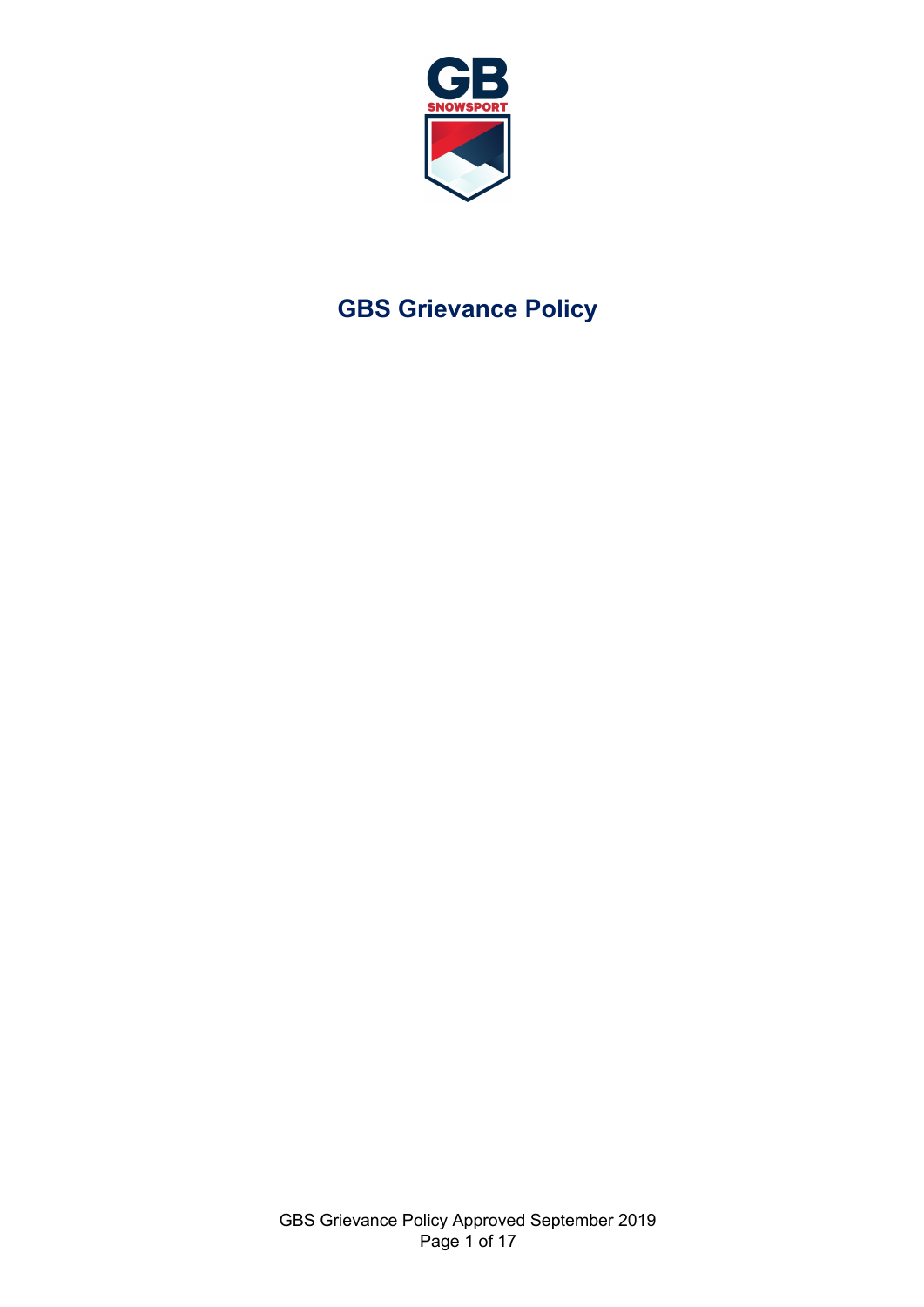# GBS Grievance Policy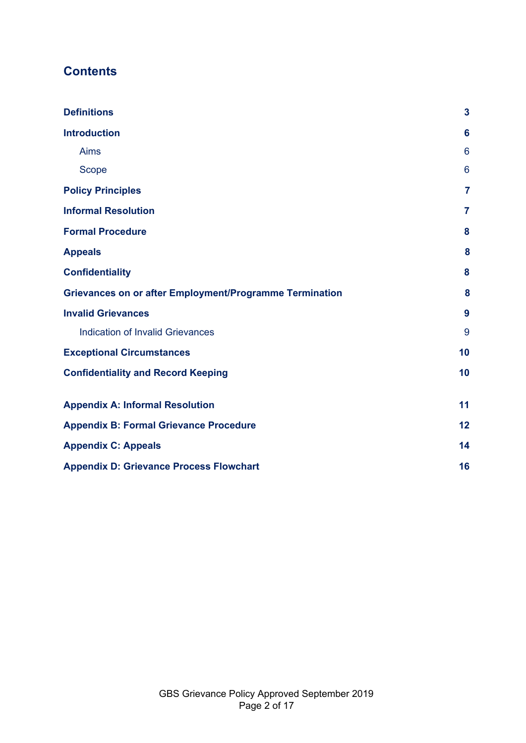## Contents

| | |
|---|---|
| **Definitions** | **3** |
| **Introduction** | **6** |
| Aims | 6 |
| Scope | 6 |
| **Policy Principles** | **7** |
| **Informal Resolution** | **7** |
| **Formal Procedure** | **8** |
| **Appeals** | **8** |
| **Confidentiality** | **8** |
| **Grievances on or after Employment/Programme Termination** | **8** |
| **Invalid Grievances** | **9** |
| Indication of Invalid Grievances | 9 |
| **Exceptional Circumstances** | **10** |
| **Confidentiality and Record Keeping** | **10** |
| **Appendix A: Informal Resolution** | **11** |
| **Appendix B: Formal Grievance Procedure** | **12** |
| **Appendix C: Appeals** | **14** |
| **Appendix D: Grievance Process Flowchart** | **16** |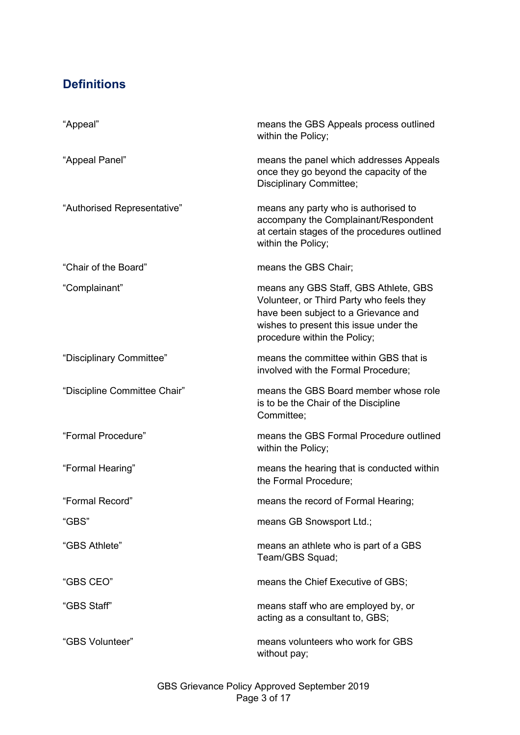## Definitions

| | |
|---|---|
| “Appeal” | means the GBS Appeals process outlined within the Policy; |
| “Appeal Panel” | means the panel which addresses Appeals once they go beyond the capacity of the Disciplinary Committee; |
| “Authorised Representative” | means any party who is authorised to accompany the Complainant/Respondent at certain stages of the procedures outlined within the Policy; |
| “Chair of the Board” | means the GBS Chair; |
| “Complainant” | means any GBS Staff, GBS Athlete, GBS Volunteer, or Third Party who feels they have been subject to a Grievance and wishes to present this issue under the procedure within the Policy; |
| “Disciplinary Committee” | means the committee within GBS that is involved with the Formal Procedure; |
| “Discipline Committee Chair” | means the GBS Board member whose role is to be the Chair of the Discipline Committee; |
| “Formal Procedure” | means the GBS Formal Procedure outlined within the Policy; |
| “Formal Hearing” | means the hearing that is conducted within the Formal Procedure; |
| “Formal Record” | means the record of Formal Hearing; |
| “GBS” | means GB Snowsport Ltd.; |
| “GBS Athlete” | means an athlete who is part of a GBS Team/GBS Squad; |
| “GBS CEO” | means the Chief Executive of GBS; |
| “GBS Staff” | means staff who are employed by, or acting as a consultant to, GBS; |
| “GBS Volunteer” | means volunteers who work for GBS without pay; |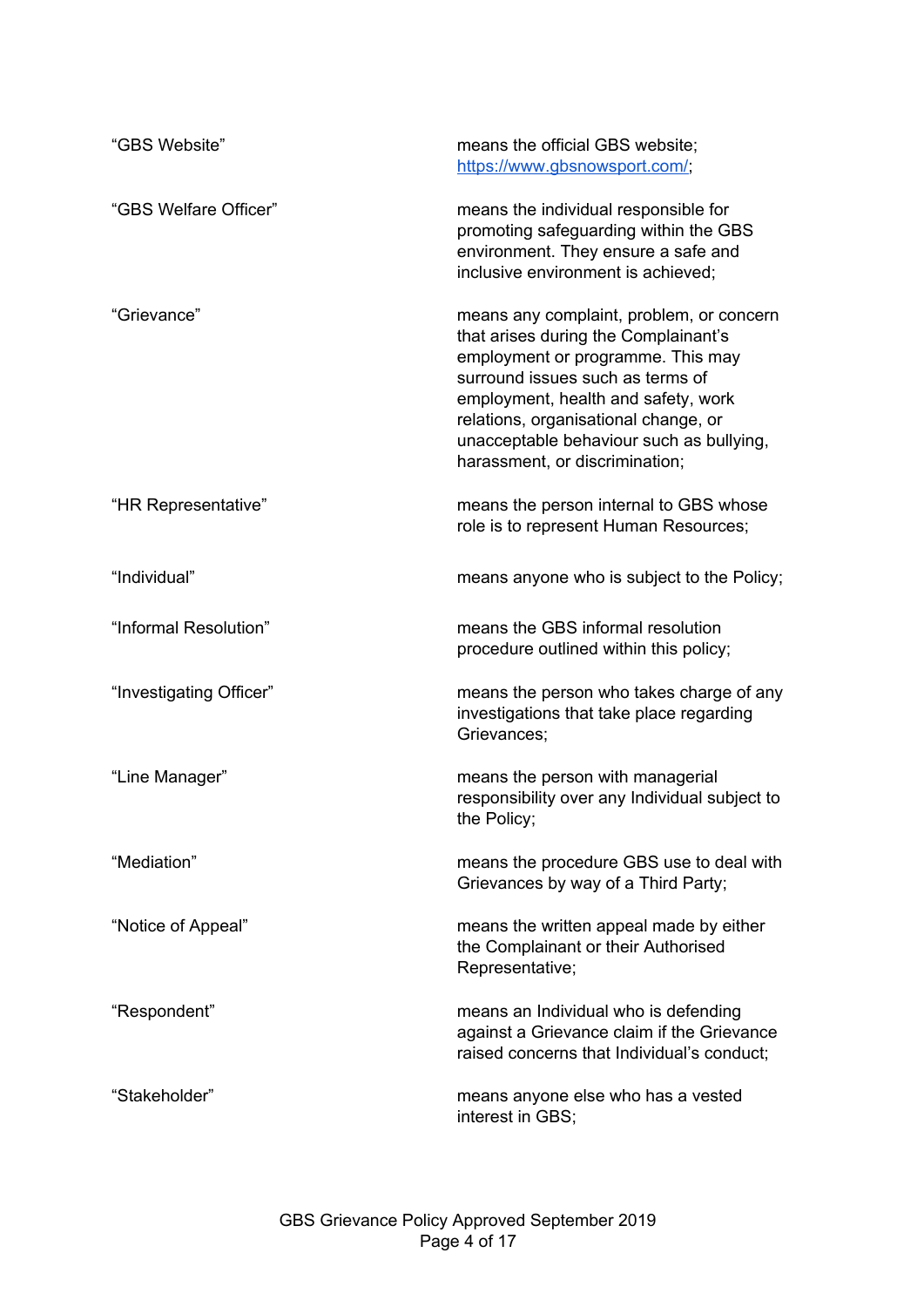| | |
|---|---|
| "GBS Website" | means the official GBS website; [https://www.gbsnowsport.com/](https://www.gbsnowsport.com/); |
| "GBS Welfare Officer" | means the individual responsible for promoting safeguarding within the GBS environment. They ensure a safe and inclusive environment is achieved; |
| "Grievance" | means any complaint, problem, or concern that arises during the Complainant's employment or programme. This may surround issues such as terms of employment, health and safety, work relations, organisational change, or unacceptable behaviour such as bullying, harassment, or discrimination; |
| "HR Representative" | means the person internal to GBS whose role is to represent Human Resources; |
| "Individual" | means anyone who is subject to the Policy; |
| "Informal Resolution" | means the GBS informal resolution procedure outlined within this policy; |
| "Investigating Officer" | means the person who takes charge of any investigations that take place regarding Grievances; |
| "Line Manager" | means the person with managerial responsibility over any Individual subject to the Policy; |
| "Mediation" | means the procedure GBS use to deal with Grievances by way of a Third Party; |
| "Notice of Appeal" | means the written appeal made by either the Complainant or their Authorised Representative; |
| "Respondent" | means an Individual who is defending against a Grievance claim if the Grievance raised concerns that Individual's conduct; |
| "Stakeholder" | means anyone else who has a vested interest in GBS; |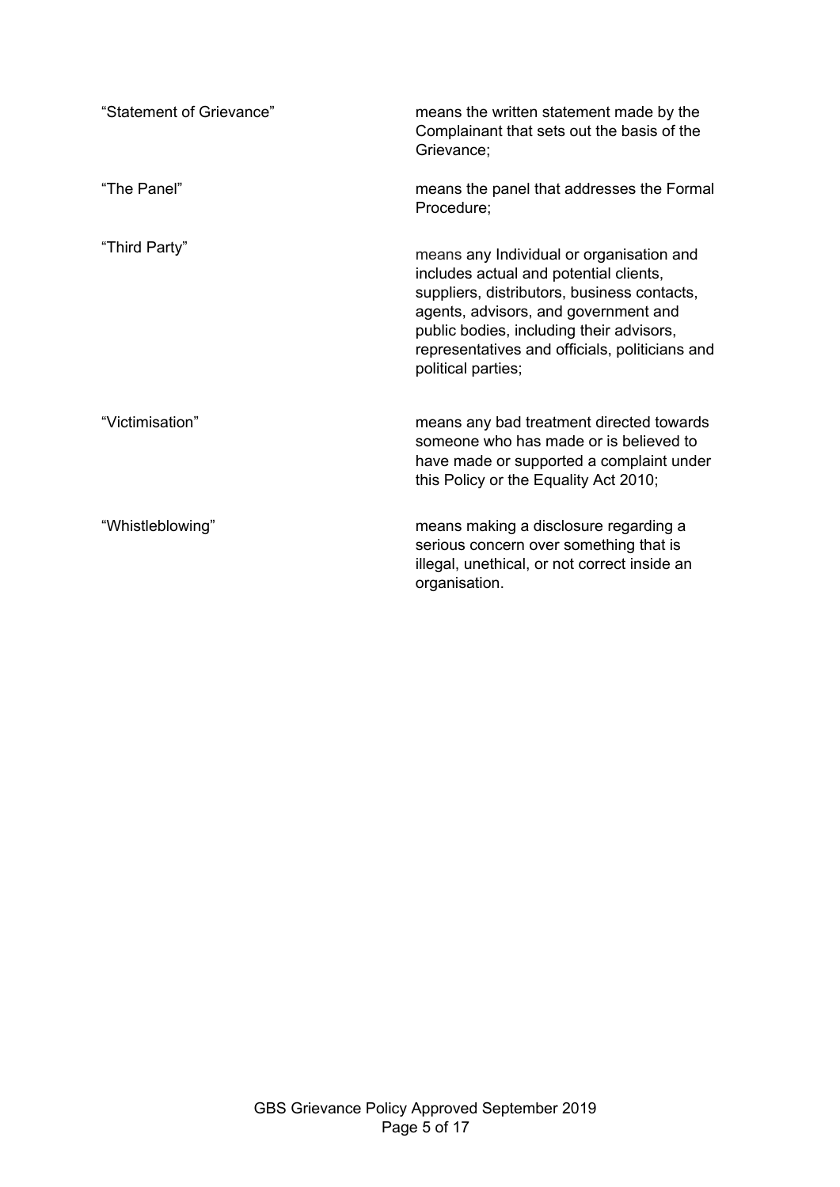| | |
|---|---|
| "Statement of Grievance" | means the written statement made by the Complainant that sets out the basis of the Grievance; |
| "The Panel" | means the panel that addresses the Formal Procedure; |
| "Third Party" | means any Individual or organisation and includes actual and potential clients, suppliers, distributors, business contacts, agents, advisors, and government and public bodies, including their advisors, representatives and officials, politicians and political parties; |
| "Victimisation" | means any bad treatment directed towards someone who has made or is believed to have made or supported a complaint under this Policy or the Equality Act 2010; |
| "Whistleblowing" | means making a disclosure regarding a serious concern over something that is illegal, unethical, or not correct inside an organisation. |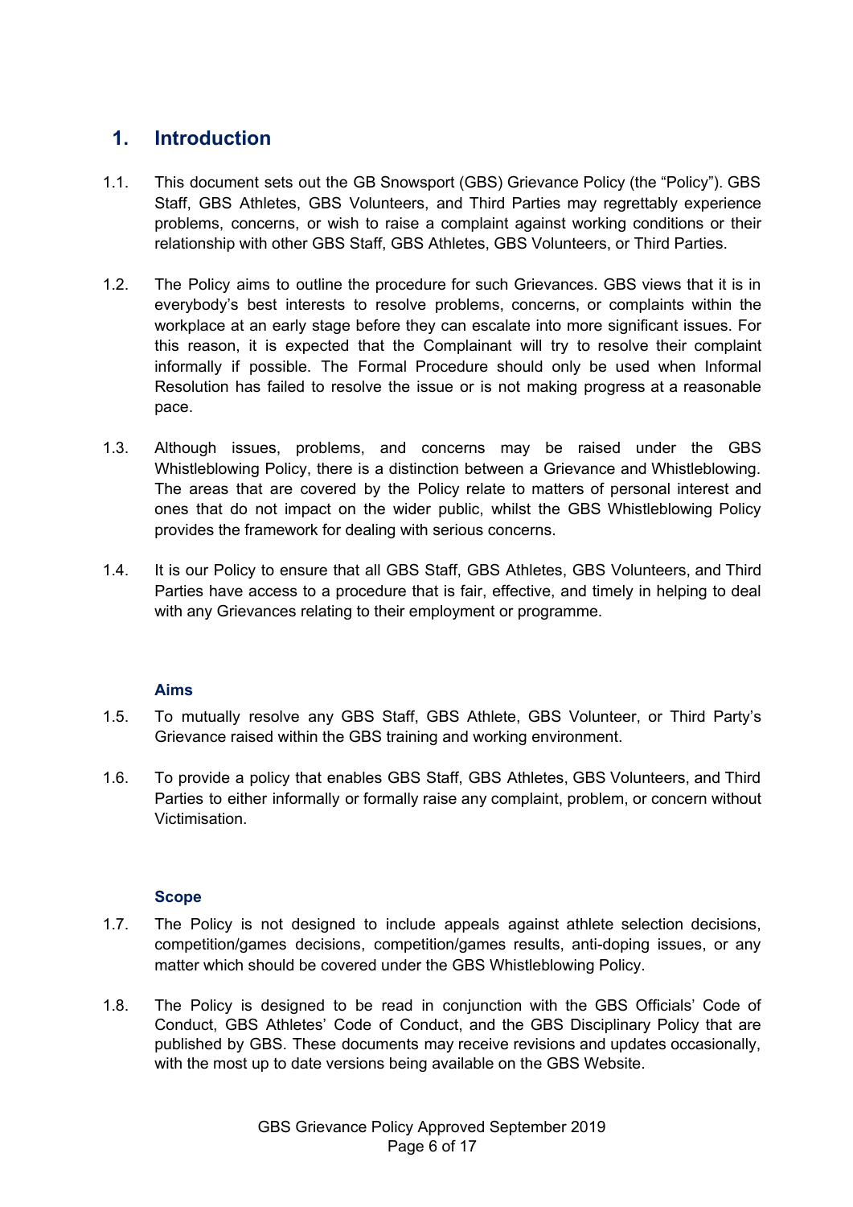# 1. Introduction

1.1. This document sets out the GB Snowsport (GBS) Grievance Policy (the "Policy"). GBS Staff, GBS Athletes, GBS Volunteers, and Third Parties may regrettably experience problems, concerns, or wish to raise a complaint against working conditions or their relationship with other GBS Staff, GBS Athletes, GBS Volunteers, or Third Parties.

1.2. The Policy aims to outline the procedure for such Grievances. GBS views that it is in everybody's best interests to resolve problems, concerns, or complaints within the workplace at an early stage before they can escalate into more significant issues. For this reason, it is expected that the Complainant will try to resolve their complaint informally if possible. The Formal Procedure should only be used when Informal Resolution has failed to resolve the issue or is not making progress at a reasonable pace.

1.3. Although issues, problems, and concerns may be raised under the GBS Whistleblowing Policy, there is a distinction between a Grievance and Whistleblowing. The areas that are covered by the Policy relate to matters of personal interest and ones that do not impact on the wider public, whilst the GBS Whistleblowing Policy provides the framework for dealing with serious concerns.

1.4. It is our Policy to ensure that all GBS Staff, GBS Athletes, GBS Volunteers, and Third Parties have access to a procedure that is fair, effective, and timely in helping to deal with any Grievances relating to their employment or programme.

### Aims

1.5. To mutually resolve any GBS Staff, GBS Athlete, GBS Volunteer, or Third Party's Grievance raised within the GBS training and working environment.

1.6. To provide a policy that enables GBS Staff, GBS Athletes, GBS Volunteers, and Third Parties to either informally or formally raise any complaint, problem, or concern without Victimisation.

### Scope

1.7. The Policy is not designed to include appeals against athlete selection decisions, competition/games decisions, competition/games results, anti-doping issues, or any matter which should be covered under the GBS Whistleblowing Policy.

1.8. The Policy is designed to be read in conjunction with the GBS Officials' Code of Conduct, GBS Athletes' Code of Conduct, and the GBS Disciplinary Policy that are published by GBS. These documents may receive revisions and updates occasionally, with the most up to date versions being available on the GBS Website.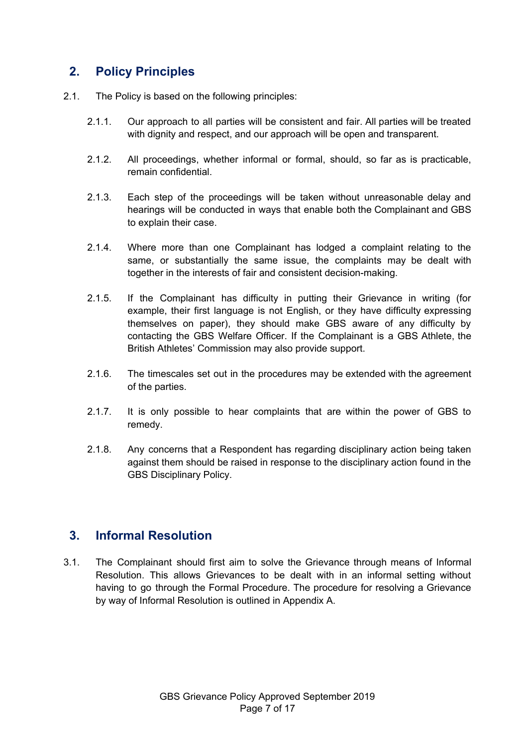## 2. Policy Principles

2.1. The Policy is based on the following principles:

2.1.1. Our approach to all parties will be consistent and fair. All parties will be treated with dignity and respect, and our approach will be open and transparent.

2.1.2. All proceedings, whether informal or formal, should, so far as is practicable, remain confidential.

2.1.3. Each step of the proceedings will be taken without unreasonable delay and hearings will be conducted in ways that enable both the Complainant and GBS to explain their case.

2.1.4. Where more than one Complainant has lodged a complaint relating to the same, or substantially the same issue, the complaints may be dealt with together in the interests of fair and consistent decision-making.

2.1.5. If the Complainant has difficulty in putting their Grievance in writing (for example, their first language is not English, or they have difficulty expressing themselves on paper), they should make GBS aware of any difficulty by contacting the GBS Welfare Officer. If the Complainant is a GBS Athlete, the British Athletes' Commission may also provide support.

2.1.6. The timescales set out in the procedures may be extended with the agreement of the parties.

2.1.7. It is only possible to hear complaints that are within the power of GBS to remedy.

2.1.8. Any concerns that a Respondent has regarding disciplinary action being taken against them should be raised in response to the disciplinary action found in the GBS Disciplinary Policy.

## 3. Informal Resolution

3.1. The Complainant should first aim to solve the Grievance through means of Informal Resolution. This allows Grievances to be dealt with in an informal setting without having to go through the Formal Procedure. The procedure for resolving a Grievance by way of Informal Resolution is outlined in Appendix A.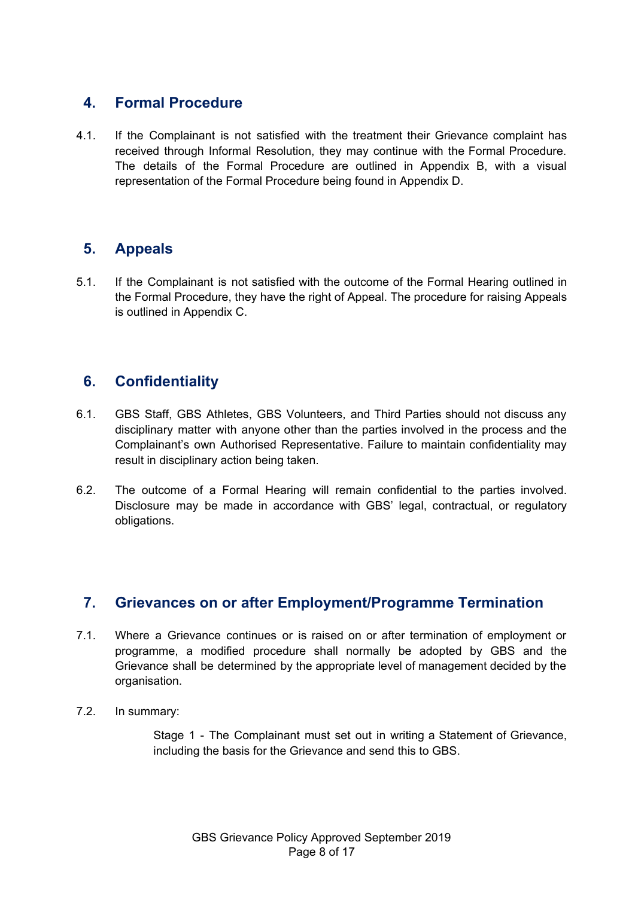## 4. Formal Procedure

4.1. If the Complainant is not satisfied with the treatment their Grievance complaint has received through Informal Resolution, they may continue with the Formal Procedure. The details of the Formal Procedure are outlined in Appendix B, with a visual representation of the Formal Procedure being found in Appendix D.

## 5. Appeals

5.1. If the Complainant is not satisfied with the outcome of the Formal Hearing outlined in the Formal Procedure, they have the right of Appeal. The procedure for raising Appeals is outlined in Appendix C.

## 6. Confidentiality

6.1. GBS Staff, GBS Athletes, GBS Volunteers, and Third Parties should not discuss any disciplinary matter with anyone other than the parties involved in the process and the Complainant's own Authorised Representative. Failure to maintain confidentiality may result in disciplinary action being taken.

6.2. The outcome of a Formal Hearing will remain confidential to the parties involved. Disclosure may be made in accordance with GBS' legal, contractual, or regulatory obligations.

## 7. Grievances on or after Employment/Programme Termination

7.1. Where a Grievance continues or is raised on or after termination of employment or programme, a modified procedure shall normally be adopted by GBS and the Grievance shall be determined by the appropriate level of management decided by the organisation.

7.2. In summary:

> Stage 1 - The Complainant must set out in writing a Statement of Grievance, including the basis for the Grievance and send this to GBS.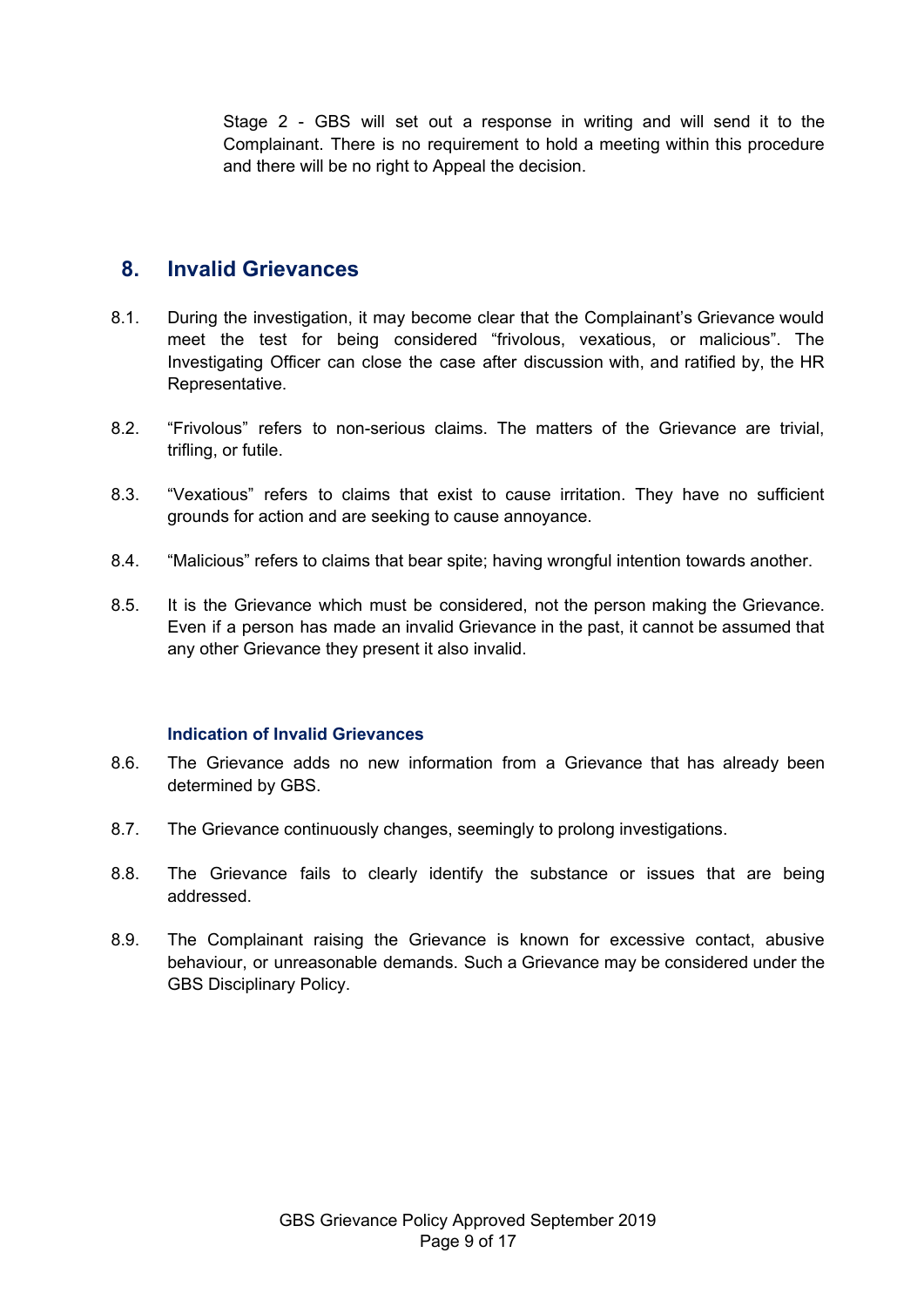Stage 2 - GBS will set out a response in writing and will send it to the Complainant. There is no requirement to hold a meeting within this procedure and there will be no right to Appeal the decision.

## 8. Invalid Grievances

8.1. During the investigation, it may become clear that the Complainant's Grievance would meet the test for being considered "frivolous, vexatious, or malicious". The Investigating Officer can close the case after discussion with, and ratified by, the HR Representative.

8.2. "Frivolous" refers to non-serious claims. The matters of the Grievance are trivial, trifling, or futile.

8.3. "Vexatious" refers to claims that exist to cause irritation. They have no sufficient grounds for action and are seeking to cause annoyance.

8.4. "Malicious" refers to claims that bear spite; having wrongful intention towards another.

8.5. It is the Grievance which must be considered, not the person making the Grievance. Even if a person has made an invalid Grievance in the past, it cannot be assumed that any other Grievance they present it also invalid.

### Indication of Invalid Grievances

8.6. The Grievance adds no new information from a Grievance that has already been determined by GBS.

8.7. The Grievance continuously changes, seemingly to prolong investigations.

8.8. The Grievance fails to clearly identify the substance or issues that are being addressed.

8.9. The Complainant raising the Grievance is known for excessive contact, abusive behaviour, or unreasonable demands. Such a Grievance may be considered under the GBS Disciplinary Policy.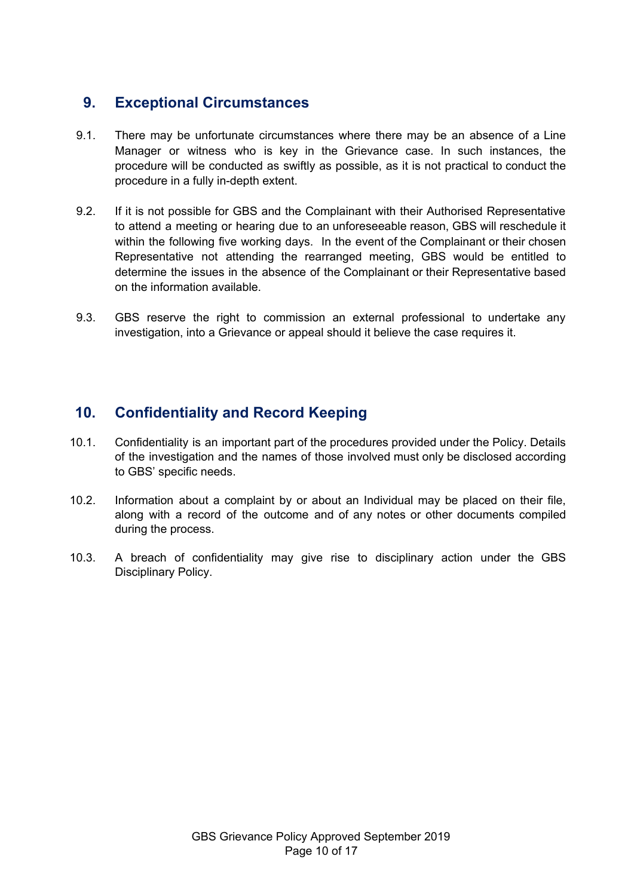## 9. Exceptional Circumstances

9.1. There may be unfortunate circumstances where there may be an absence of a Line Manager or witness who is key in the Grievance case. In such instances, the procedure will be conducted as swiftly as possible, as it is not practical to conduct the procedure in a fully in-depth extent.

9.2. If it is not possible for GBS and the Complainant with their Authorised Representative to attend a meeting or hearing due to an unforeseeable reason, GBS will reschedule it within the following five working days. In the event of the Complainant or their chosen Representative not attending the rearranged meeting, GBS would be entitled to determine the issues in the absence of the Complainant or their Representative based on the information available.

9.3. GBS reserve the right to commission an external professional to undertake any investigation, into a Grievance or appeal should it believe the case requires it.

## 10. Confidentiality and Record Keeping

10.1. Confidentiality is an important part of the procedures provided under the Policy. Details of the investigation and the names of those involved must only be disclosed according to GBS' specific needs.

10.2. Information about a complaint by or about an Individual may be placed on their file, along with a record of the outcome and of any notes or other documents compiled during the process.

10.3. A breach of confidentiality may give rise to disciplinary action under the GBS Disciplinary Policy.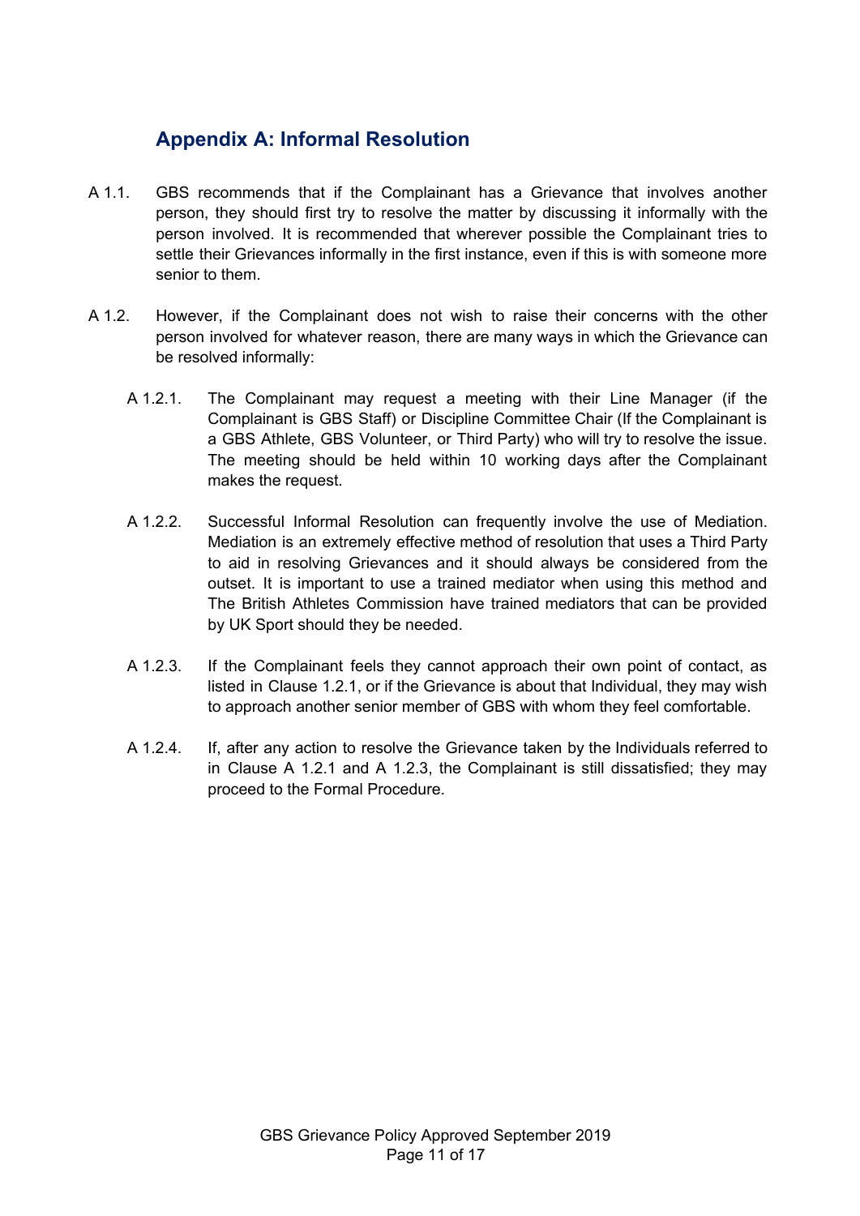## Appendix A: Informal Resolution

A 1.1. GBS recommends that if the Complainant has a Grievance that involves another person, they should first try to resolve the matter by discussing it informally with the person involved. It is recommended that wherever possible the Complainant tries to settle their Grievances informally in the first instance, even if this is with someone more senior to them.

A 1.2. However, if the Complainant does not wish to raise their concerns with the other person involved for whatever reason, there are many ways in which the Grievance can be resolved informally:

A 1.2.1. The Complainant may request a meeting with their Line Manager (if the Complainant is GBS Staff) or Discipline Committee Chair (If the Complainant is a GBS Athlete, GBS Volunteer, or Third Party) who will try to resolve the issue. The meeting should be held within 10 working days after the Complainant makes the request.

A 1.2.2. Successful Informal Resolution can frequently involve the use of Mediation. Mediation is an extremely effective method of resolution that uses a Third Party to aid in resolving Grievances and it should always be considered from the outset. It is important to use a trained mediator when using this method and The British Athletes Commission have trained mediators that can be provided by UK Sport should they be needed.

A 1.2.3. If the Complainant feels they cannot approach their own point of contact, as listed in Clause 1.2.1, or if the Grievance is about that Individual, they may wish to approach another senior member of GBS with whom they feel comfortable.

A 1.2.4. If, after any action to resolve the Grievance taken by the Individuals referred to in Clause A 1.2.1 and A 1.2.3, the Complainant is still dissatisfied; they may proceed to the Formal Procedure.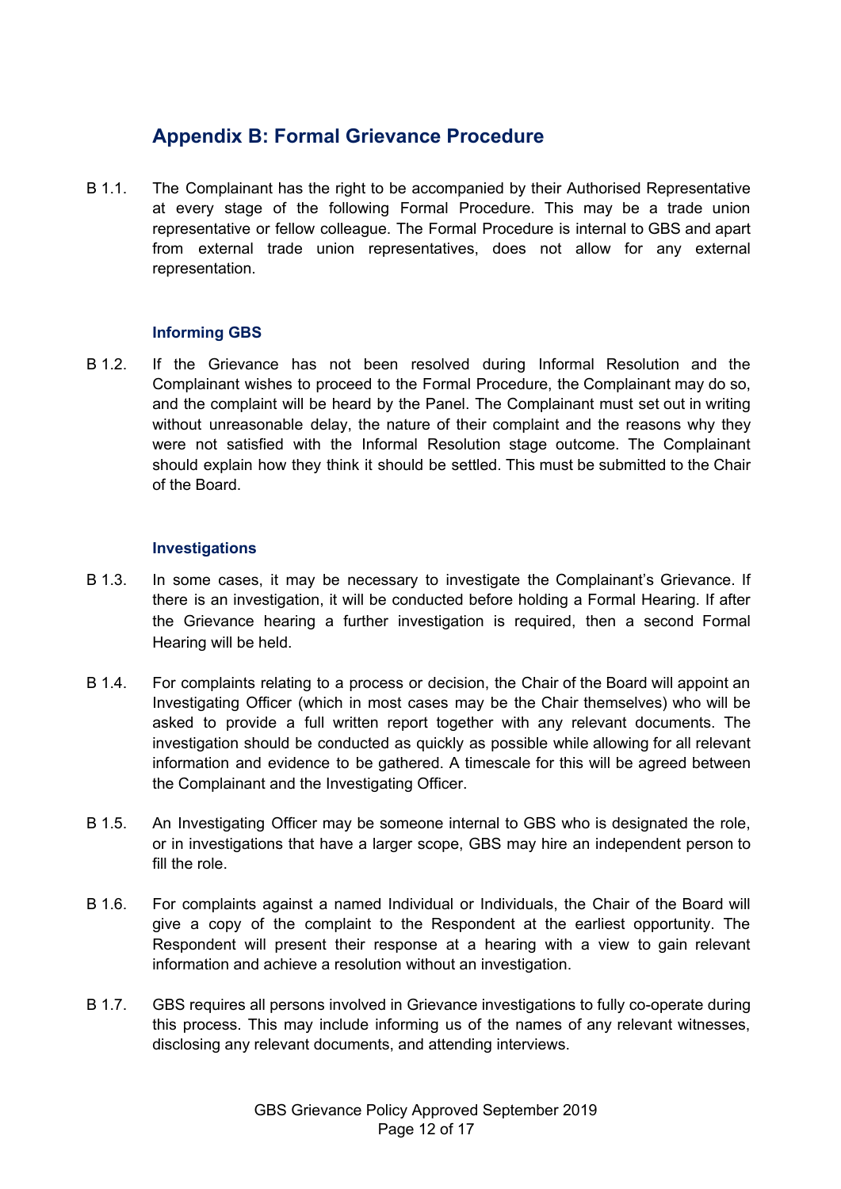## Appendix B: Formal Grievance Procedure

B 1.1. The Complainant has the right to be accompanied by their Authorised Representative at every stage of the following Formal Procedure. This may be a trade union representative or fellow colleague. The Formal Procedure is internal to GBS and apart from external trade union representatives, does not allow for any external representation.

### Informing GBS

B 1.2. If the Grievance has not been resolved during Informal Resolution and the Complainant wishes to proceed to the Formal Procedure, the Complainant may do so, and the complaint will be heard by the Panel. The Complainant must set out in writing without unreasonable delay, the nature of their complaint and the reasons why they were not satisfied with the Informal Resolution stage outcome. The Complainant should explain how they think it should be settled. This must be submitted to the Chair of the Board.

### Investigations

B 1.3. In some cases, it may be necessary to investigate the Complainant's Grievance. If there is an investigation, it will be conducted before holding a Formal Hearing. If after the Grievance hearing a further investigation is required, then a second Formal Hearing will be held.

B 1.4. For complaints relating to a process or decision, the Chair of the Board will appoint an Investigating Officer (which in most cases may be the Chair themselves) who will be asked to provide a full written report together with any relevant documents. The investigation should be conducted as quickly as possible while allowing for all relevant information and evidence to be gathered. A timescale for this will be agreed between the Complainant and the Investigating Officer.

B 1.5. An Investigating Officer may be someone internal to GBS who is designated the role, or in investigations that have a larger scope, GBS may hire an independent person to fill the role.

B 1.6. For complaints against a named Individual or Individuals, the Chair of the Board will give a copy of the complaint to the Respondent at the earliest opportunity. The Respondent will present their response at a hearing with a view to gain relevant information and achieve a resolution without an investigation.

B 1.7. GBS requires all persons involved in Grievance investigations to fully co-operate during this process. This may include informing us of the names of any relevant witnesses, disclosing any relevant documents, and attending interviews.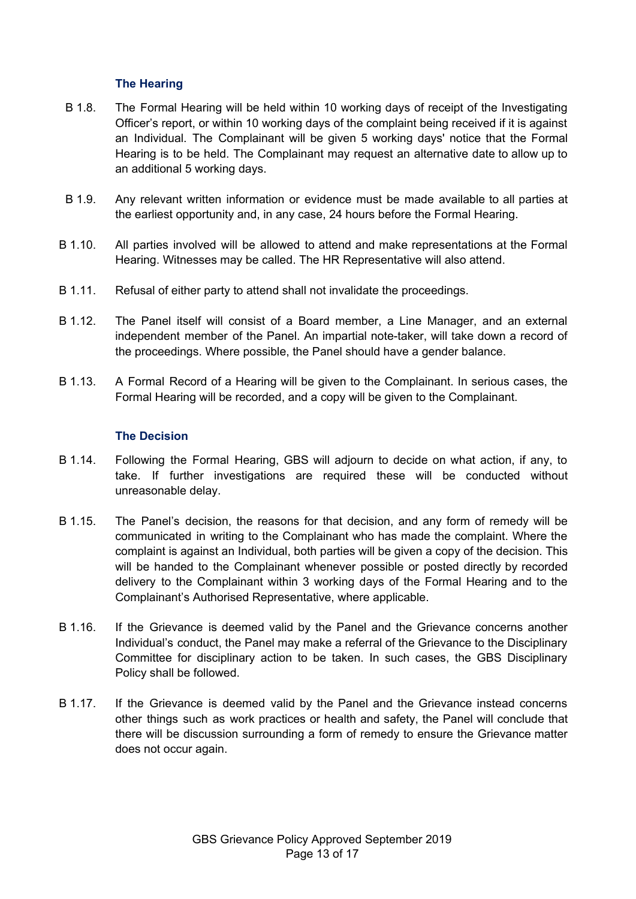### The Hearing

B 1.8. The Formal Hearing will be held within 10 working days of receipt of the Investigating Officer's report, or within 10 working days of the complaint being received if it is against an Individual. The Complainant will be given 5 working days' notice that the Formal Hearing is to be held. The Complainant may request an alternative date to allow up to an additional 5 working days.

B 1.9. Any relevant written information or evidence must be made available to all parties at the earliest opportunity and, in any case, 24 hours before the Formal Hearing.

B 1.10. All parties involved will be allowed to attend and make representations at the Formal Hearing. Witnesses may be called. The HR Representative will also attend.

B 1.11. Refusal of either party to attend shall not invalidate the proceedings.

B 1.12. The Panel itself will consist of a Board member, a Line Manager, and an external independent member of the Panel. An impartial note-taker, will take down a record of the proceedings. Where possible, the Panel should have a gender balance.

B 1.13. A Formal Record of a Hearing will be given to the Complainant. In serious cases, the Formal Hearing will be recorded, and a copy will be given to the Complainant.

### The Decision

B 1.14. Following the Formal Hearing, GBS will adjourn to decide on what action, if any, to take. If further investigations are required these will be conducted without unreasonable delay.

B 1.15. The Panel's decision, the reasons for that decision, and any form of remedy will be communicated in writing to the Complainant who has made the complaint. Where the complaint is against an Individual, both parties will be given a copy of the decision. This will be handed to the Complainant whenever possible or posted directly by recorded delivery to the Complainant within 3 working days of the Formal Hearing and to the Complainant's Authorised Representative, where applicable.

B 1.16. If the Grievance is deemed valid by the Panel and the Grievance concerns another Individual's conduct, the Panel may make a referral of the Grievance to the Disciplinary Committee for disciplinary action to be taken. In such cases, the GBS Disciplinary Policy shall be followed.

B 1.17. If the Grievance is deemed valid by the Panel and the Grievance instead concerns other things such as work practices or health and safety, the Panel will conclude that there will be discussion surrounding a form of remedy to ensure the Grievance matter does not occur again.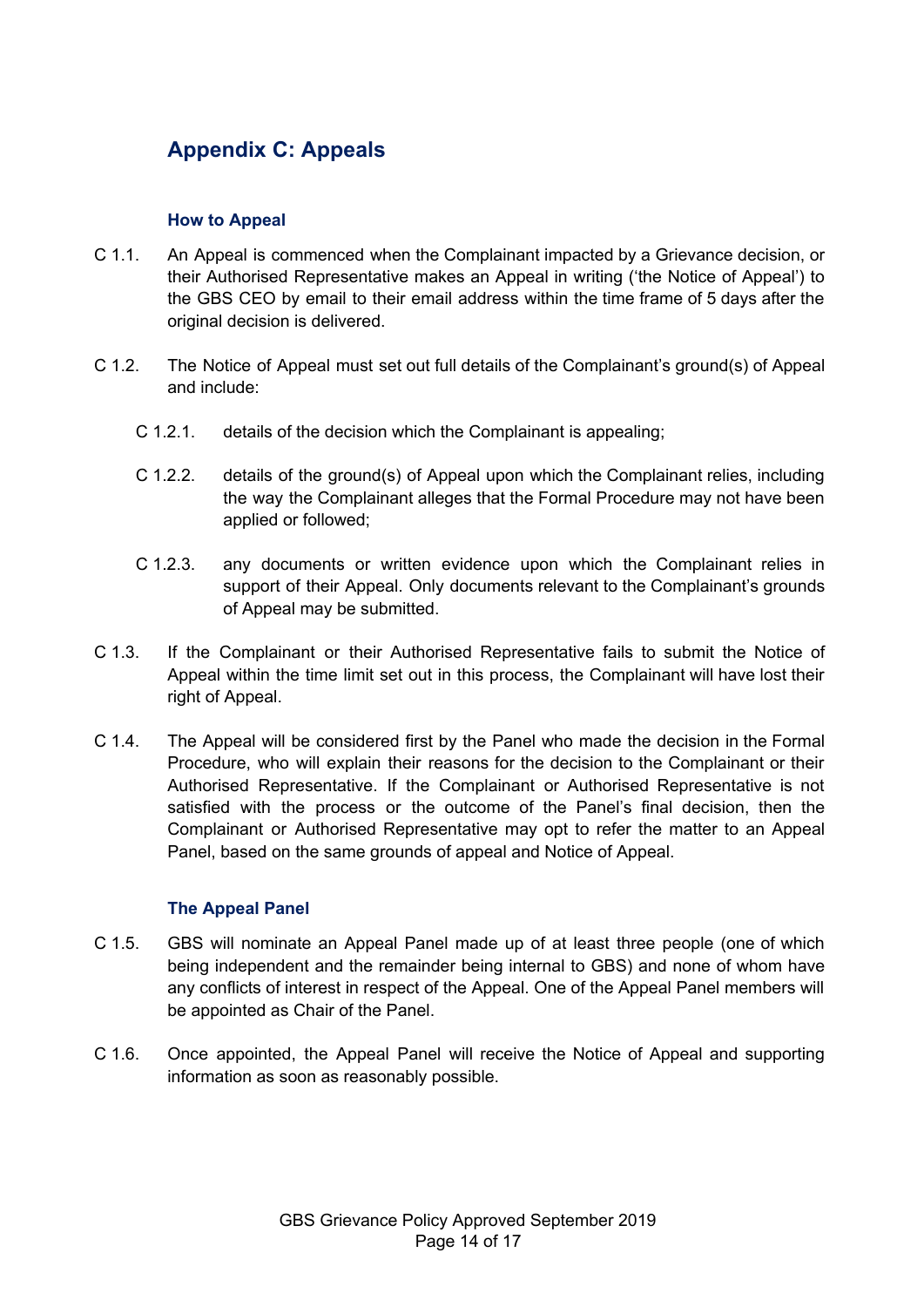## Appendix C: Appeals

### How to Appeal

C 1.1. An Appeal is commenced when the Complainant impacted by a Grievance decision, or their Authorised Representative makes an Appeal in writing ('the Notice of Appeal') to the GBS CEO by email to their email address within the time frame of 5 days after the original decision is delivered.

C 1.2. The Notice of Appeal must set out full details of the Complainant's ground(s) of Appeal and include:

- C 1.2.1. details of the decision which the Complainant is appealing;
- C 1.2.2. details of the ground(s) of Appeal upon which the Complainant relies, including the way the Complainant alleges that the Formal Procedure may not have been applied or followed;
- C 1.2.3. any documents or written evidence upon which the Complainant relies in support of their Appeal. Only documents relevant to the Complainant's grounds of Appeal may be submitted.

C 1.3. If the Complainant or their Authorised Representative fails to submit the Notice of Appeal within the time limit set out in this process, the Complainant will have lost their right of Appeal.

C 1.4. The Appeal will be considered first by the Panel who made the decision in the Formal Procedure, who will explain their reasons for the decision to the Complainant or their Authorised Representative. If the Complainant or Authorised Representative is not satisfied with the process or the outcome of the Panel's final decision, then the Complainant or Authorised Representative may opt to refer the matter to an Appeal Panel, based on the same grounds of appeal and Notice of Appeal.

### The Appeal Panel

C 1.5. GBS will nominate an Appeal Panel made up of at least three people (one of which being independent and the remainder being internal to GBS) and none of whom have any conflicts of interest in respect of the Appeal. One of the Appeal Panel members will be appointed as Chair of the Panel.

C 1.6. Once appointed, the Appeal Panel will receive the Notice of Appeal and supporting information as soon as reasonably possible.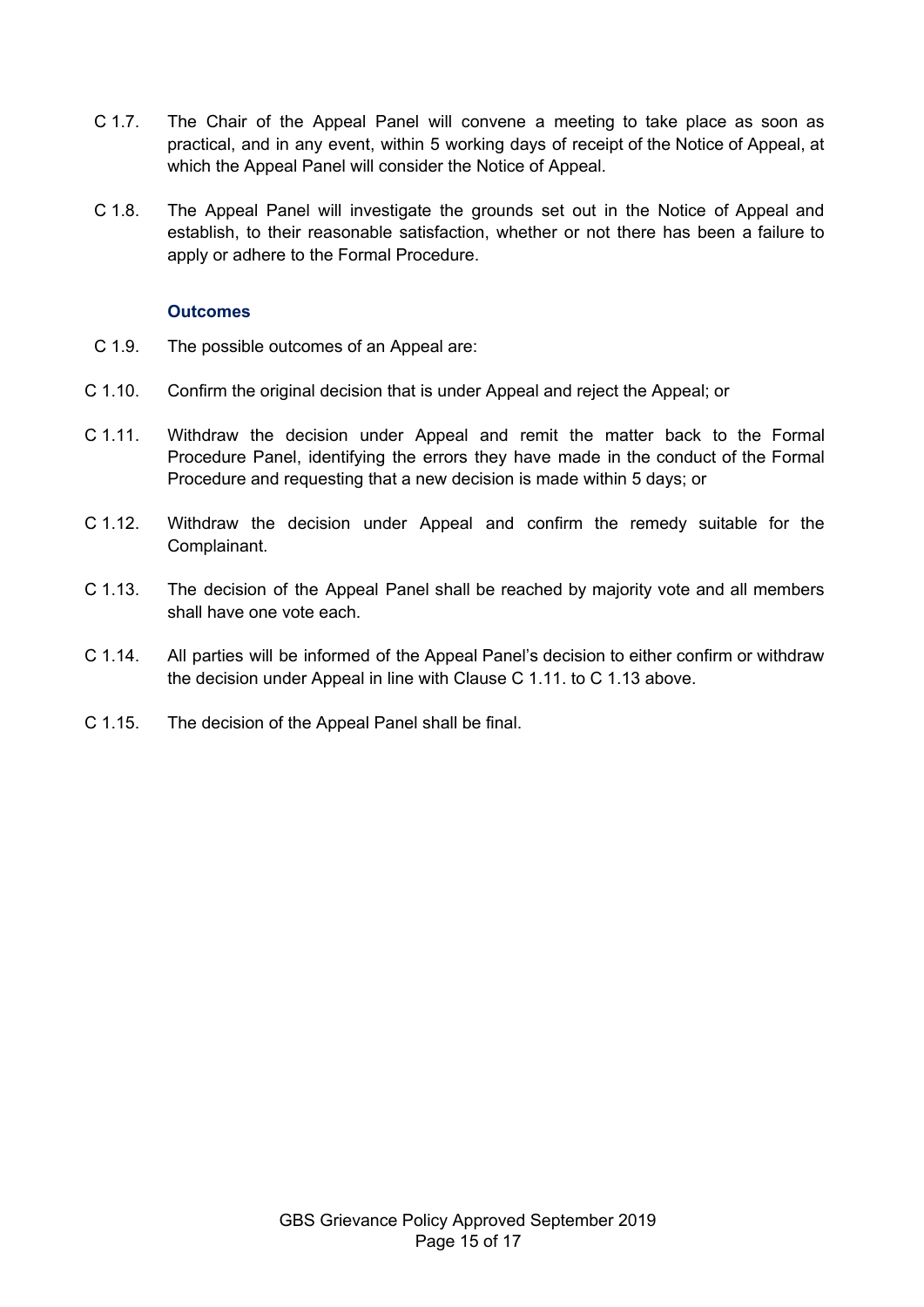C 1.7. The Chair of the Appeal Panel will convene a meeting to take place as soon as practical, and in any event, within 5 working days of receipt of the Notice of Appeal, at which the Appeal Panel will consider the Notice of Appeal.

C 1.8. The Appeal Panel will investigate the grounds set out in the Notice of Appeal and establish, to their reasonable satisfaction, whether or not there has been a failure to apply or adhere to the Formal Procedure.

### Outcomes

C 1.9. The possible outcomes of an Appeal are:

C 1.10. Confirm the original decision that is under Appeal and reject the Appeal; or

C 1.11. Withdraw the decision under Appeal and remit the matter back to the Formal Procedure Panel, identifying the errors they have made in the conduct of the Formal Procedure and requesting that a new decision is made within 5 days; or

C 1.12. Withdraw the decision under Appeal and confirm the remedy suitable for the Complainant.

C 1.13. The decision of the Appeal Panel shall be reached by majority vote and all members shall have one vote each.

C 1.14. All parties will be informed of the Appeal Panel's decision to either confirm or withdraw the decision under Appeal in line with Clause C 1.11. to C 1.13 above.

C 1.15. The decision of the Appeal Panel shall be final.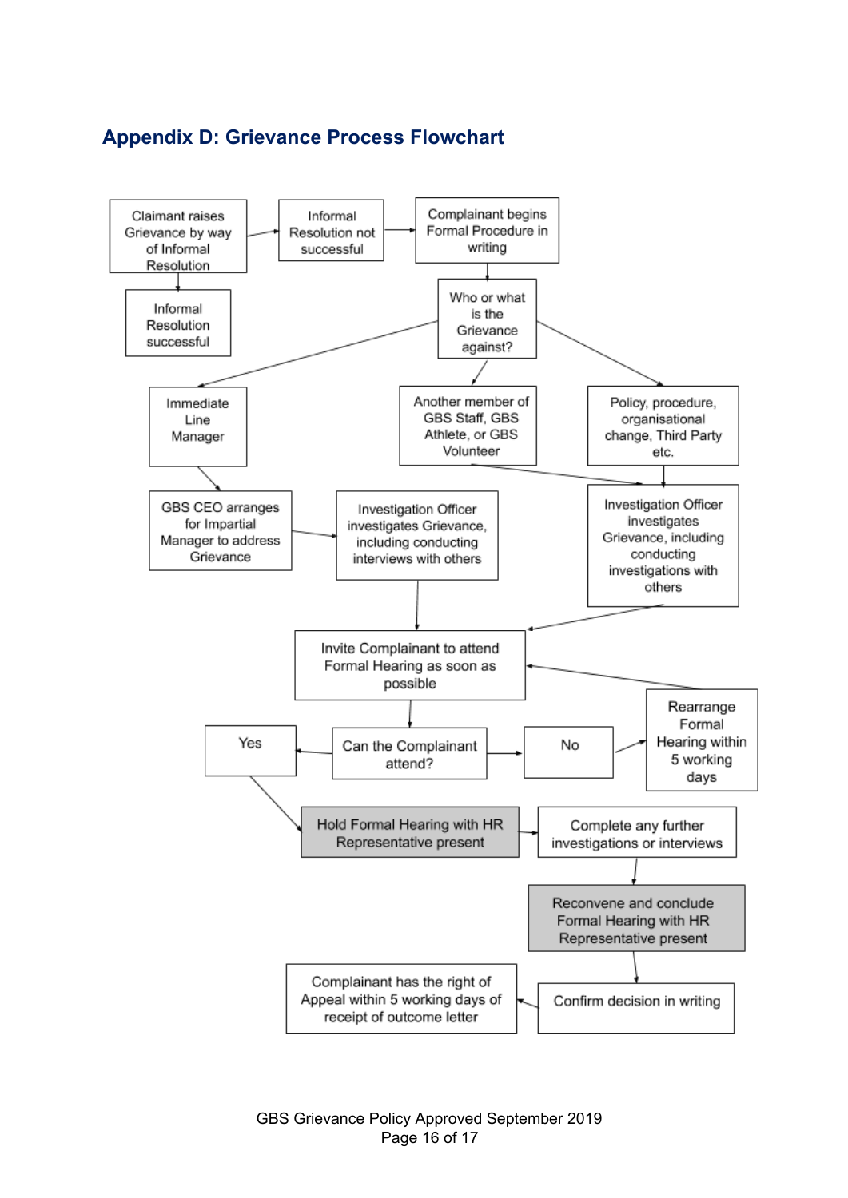## Appendix D: Grievance Process Flowchart

- Claimant raises Grievance by way of Informal Resolution
  - Informal Resolution successful
  - Informal Resolution not successful → Complainant begins Formal Procedure in writing
- Complainant begins Formal Procedure in writing → Who or what is the Grievance against?
  - Immediate Line Manager → GBS CEO arranges for Impartial Manager to address Grievance → Investigation Officer investigates Grievance, including conducting interviews with others
  - Another member of GBS Staff, GBS Athlete, or GBS Volunteer → Investigation Officer investigates Grievance, including conducting investigations with others
  - Policy, procedure, organisational change, Third Party etc. → Investigation Officer investigates Grievance, including conducting investigations with others
- Investigation Officer (both routes) → Invite Complainant to attend Formal Hearing as soon as possible
- Invite Complainant to attend Formal Hearing as soon as possible → Can the Complainant attend?
  - No → Rearrange Formal Hearing within 5 working days → Invite Complainant to attend Formal Hearing as soon as possible
  - Yes → Hold Formal Hearing with HR Representative present
- Hold Formal Hearing with HR Representative present → Complete any further investigations or interviews
- Complete any further investigations or interviews → Reconvene and conclude Formal Hearing with HR Representative present
- Reconvene and conclude Formal Hearing with HR Representative present → Confirm decision in writing
- Confirm decision in writing → Complainant has the right of Appeal within 5 working days of receipt of outcome letter

GBS Grievance Policy Approved September 2019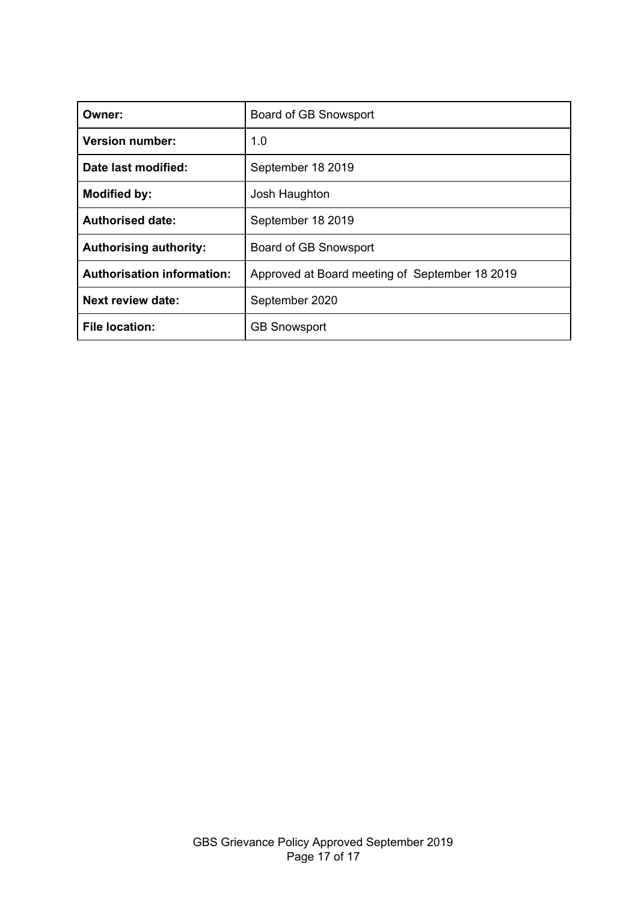| | |
|---|---|
| **Owner:** | Board of GB Snowsport |
| **Version number:** | 1.0 |
| **Date last modified:** | September 18 2019 |
| **Modified by:** | Josh Haughton |
| **Authorised date:** | September 18 2019 |
| **Authorising authority:** | Board of GB Snowsport |
| **Authorisation information:** | Approved at Board meeting of September 18 2019 |
| **Next review date:** | September 2020 |
| **File location:** | GB Snowsport |